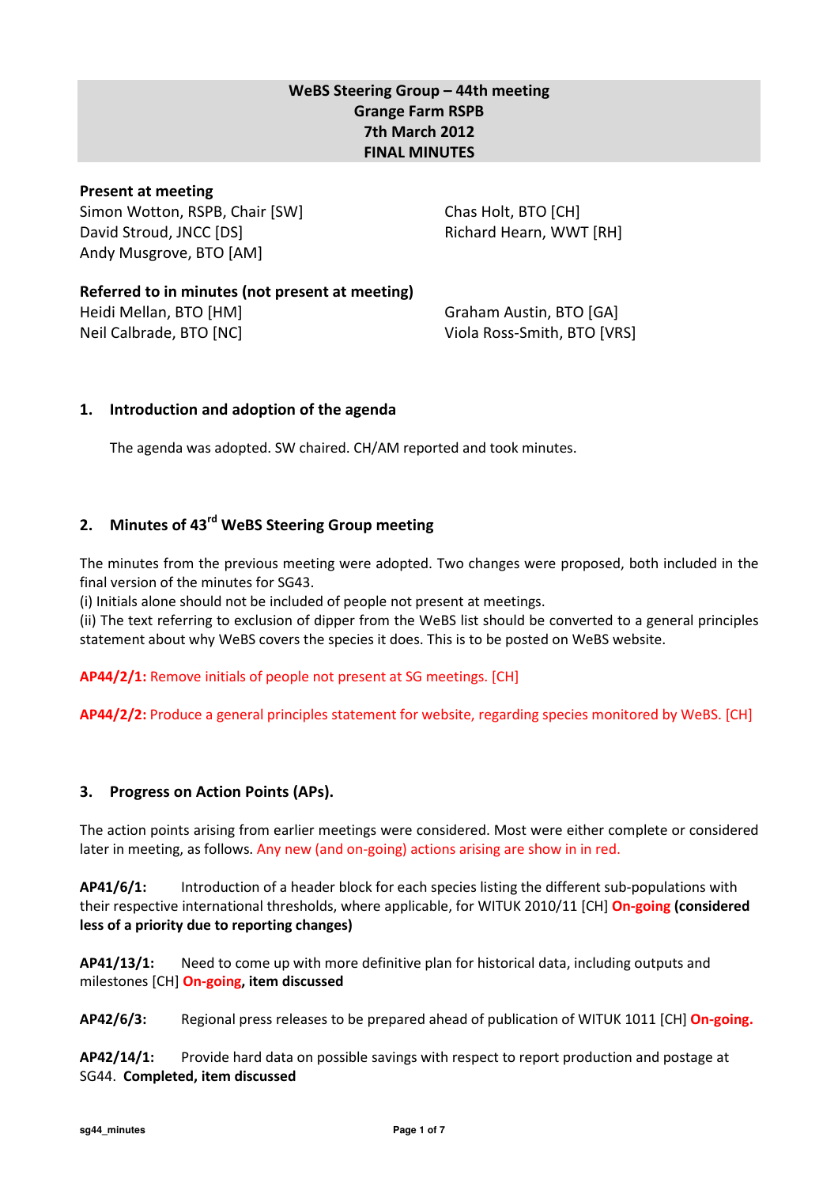**WeBS Steering Group – 44th meeting**
**Grange Farm RSPB**
**7th March 2012**
**FINAL MINUTES**

**Present at meeting**

Simon Wotton, RSPB, Chair [SW]
David Stroud, JNCC [DS]
Andy Musgrove, BTO [AM]
Chas Holt, BTO [CH]
Richard Hearn, WWT [RH]

**Referred to in minutes (not present at meeting)**

Heidi Mellan, BTO [HM]
Neil Calbrade, BTO [NC]
Graham Austin, BTO [GA]
Viola Ross-Smith, BTO [VRS]

## 1. Introduction and adoption of the agenda

The agenda was adopted. SW chaired. CH/AM reported and took minutes.

## 2. Minutes of 43rd WeBS Steering Group meeting

The minutes from the previous meeting were adopted. Two changes were proposed, both included in the final version of the minutes for SG43.
(i) Initials alone should not be included of people not present at meetings.
(ii) The text referring to exclusion of dipper from the WeBS list should be converted to a general principles statement about why WeBS covers the species it does. This is to be posted on WeBS website.

**AP44/2/1:** Remove initials of people not present at SG meetings. [CH]

**AP44/2/2:** Produce a general principles statement for website, regarding species monitored by WeBS. [CH]

## 3. Progress on Action Points (APs).

The action points arising from earlier meetings were considered. Most were either complete or considered later in meeting, as follows. Any new (and on-going) actions arising are show in in red.

**AP41/6/1:** Introduction of a header block for each species listing the different sub-populations with their respective international thresholds, where applicable, for WITUK 2010/11 [CH] **On-going (considered less of a priority due to reporting changes)**

**AP41/13/1:** Need to come up with more definitive plan for historical data, including outputs and milestones [CH] **On-going, item discussed**

**AP42/6/3:** Regional press releases to be prepared ahead of publication of WITUK 1011 [CH] **On-going.**

**AP42/14/1:** Provide hard data on possible savings with respect to report production and postage at SG44. **Completed, item discussed**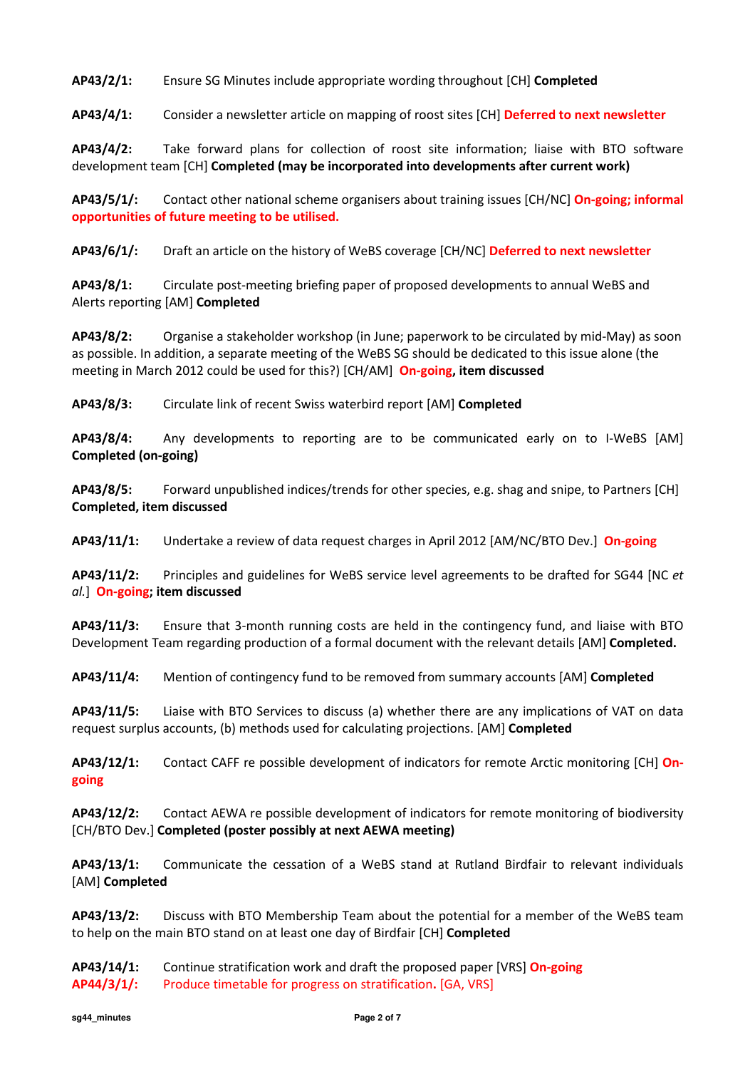**AP43/2/1:** Ensure SG Minutes include appropriate wording throughout [CH] **Completed**

**AP43/4/1:** Consider a newsletter article on mapping of roost sites [CH] **Deferred to next newsletter**

**AP43/4/2:** Take forward plans for collection of roost site information; liaise with BTO software development team [CH] **Completed (may be incorporated into developments after current work)**

**AP43/5/1/:** Contact other national scheme organisers about training issues [CH/NC] **On-going; informal opportunities of future meeting to be utilised.**

**AP43/6/1/:** Draft an article on the history of WeBS coverage [CH/NC] **Deferred to next newsletter**

**AP43/8/1:** Circulate post-meeting briefing paper of proposed developments to annual WeBS and Alerts reporting [AM] **Completed**

**AP43/8/2:** Organise a stakeholder workshop (in June; paperwork to be circulated by mid-May) as soon as possible. In addition, a separate meeting of the WeBS SG should be dedicated to this issue alone (the meeting in March 2012 could be used for this?) [CH/AM] **On-going, item discussed**

**AP43/8/3:** Circulate link of recent Swiss waterbird report [AM] **Completed**

**AP43/8/4:** Any developments to reporting are to be communicated early on to I-WeBS [AM] **Completed (on-going)**

**AP43/8/5:** Forward unpublished indices/trends for other species, e.g. shag and snipe, to Partners [CH] **Completed, item discussed**

**AP43/11/1:** Undertake a review of data request charges in April 2012 [AM/NC/BTO Dev.] **On-going**

**AP43/11/2:** Principles and guidelines for WeBS service level agreements to be drafted for SG44 [NC *et al.*] **On-going; item discussed**

**AP43/11/3:** Ensure that 3-month running costs are held in the contingency fund, and liaise with BTO Development Team regarding production of a formal document with the relevant details [AM] **Completed.**

**AP43/11/4:** Mention of contingency fund to be removed from summary accounts [AM] **Completed**

**AP43/11/5:** Liaise with BTO Services to discuss (a) whether there are any implications of VAT on data request surplus accounts, (b) methods used for calculating projections. [AM] **Completed**

**AP43/12/1:** Contact CAFF re possible development of indicators for remote Arctic monitoring [CH] **On-going**

**AP43/12/2:** Contact AEWA re possible development of indicators for remote monitoring of biodiversity [CH/BTO Dev.] **Completed (poster possibly at next AEWA meeting)**

**AP43/13/1:** Communicate the cessation of a WeBS stand at Rutland Birdfair to relevant individuals [AM] **Completed**

**AP43/13/2:** Discuss with BTO Membership Team about the potential for a member of the WeBS team to help on the main BTO stand on at least one day of Birdfair [CH] **Completed**

**AP43/14/1:** Continue stratification work and draft the proposed paper [VRS] **On-going**
**AP44/3/1/:** Produce timetable for progress on stratification. [GA, VRS]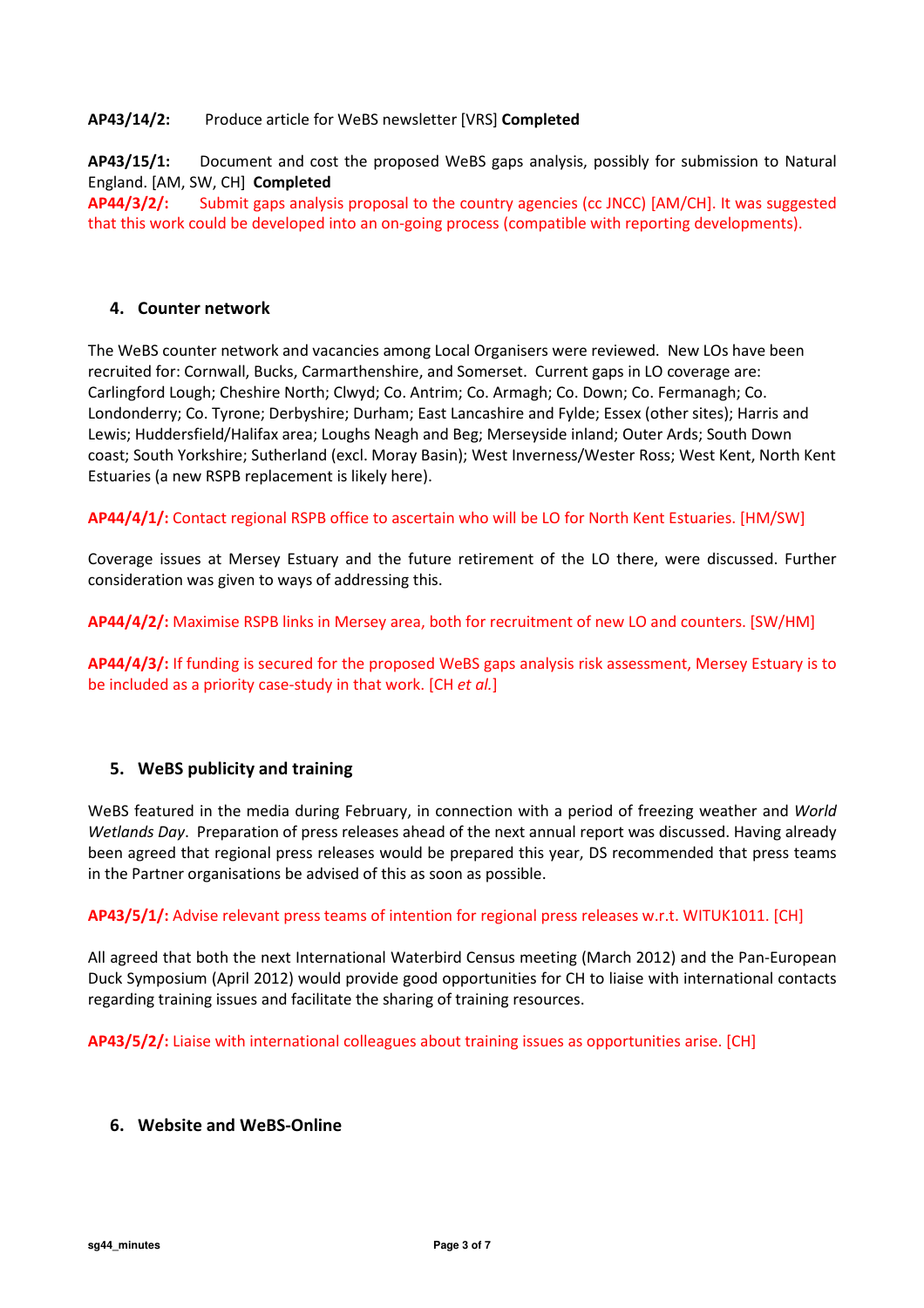**AP43/14/2:** Produce article for WeBS newsletter [VRS] **Completed**

**AP43/15/1:** Document and cost the proposed WeBS gaps analysis, possibly for submission to Natural England. [AM, SW, CH] **Completed**

**AP44/3/2/:** Submit gaps analysis proposal to the country agencies (cc JNCC) [AM/CH]. It was suggested that this work could be developed into an on-going process (compatible with reporting developments).

## 4. Counter network

The WeBS counter network and vacancies among Local Organisers were reviewed. New LOs have been recruited for: Cornwall, Bucks, Carmarthenshire, and Somerset. Current gaps in LO coverage are: Carlingford Lough; Cheshire North; Clwyd; Co. Antrim; Co. Armagh; Co. Down; Co. Fermanagh; Co. Londonderry; Co. Tyrone; Derbyshire; Durham; East Lancashire and Fylde; Essex (other sites); Harris and Lewis; Huddersfield/Halifax area; Loughs Neagh and Beg; Merseyside inland; Outer Ards; South Down coast; South Yorkshire; Sutherland (excl. Moray Basin); West Inverness/Wester Ross; West Kent, North Kent Estuaries (a new RSPB replacement is likely here).

**AP44/4/1/:** Contact regional RSPB office to ascertain who will be LO for North Kent Estuaries. [HM/SW]

Coverage issues at Mersey Estuary and the future retirement of the LO there, were discussed. Further consideration was given to ways of addressing this.

**AP44/4/2/:** Maximise RSPB links in Mersey area, both for recruitment of new LO and counters. [SW/HM]

**AP44/4/3/:** If funding is secured for the proposed WeBS gaps analysis risk assessment, Mersey Estuary is to be included as a priority case-study in that work. [CH *et al.*]

## 5. WeBS publicity and training

WeBS featured in the media during February, in connection with a period of freezing weather and *World Wetlands Day*. Preparation of press releases ahead of the next annual report was discussed. Having already been agreed that regional press releases would be prepared this year, DS recommended that press teams in the Partner organisations be advised of this as soon as possible.

**AP43/5/1/:** Advise relevant press teams of intention for regional press releases w.r.t. WITUK1011. [CH]

All agreed that both the next International Waterbird Census meeting (March 2012) and the Pan-European Duck Symposium (April 2012) would provide good opportunities for CH to liaise with international contacts regarding training issues and facilitate the sharing of training resources.

**AP43/5/2/:** Liaise with international colleagues about training issues as opportunities arise. [CH]

## 6. Website and WeBS-Online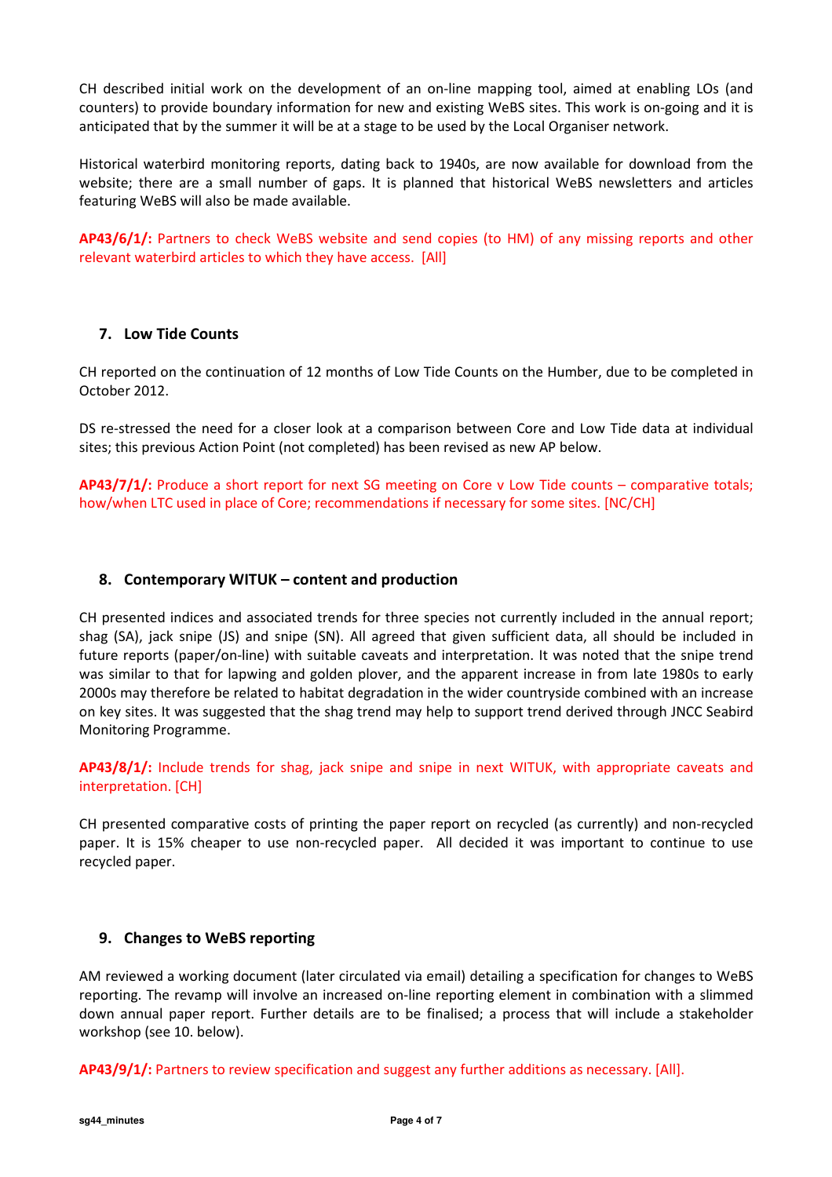CH described initial work on the development of an on-line mapping tool, aimed at enabling LOs (and counters) to provide boundary information for new and existing WeBS sites. This work is on-going and it is anticipated that by the summer it will be at a stage to be used by the Local Organiser network.

Historical waterbird monitoring reports, dating back to 1940s, are now available for download from the website; there are a small number of gaps. It is planned that historical WeBS newsletters and articles featuring WeBS will also be made available.

**AP43/6/1/:** Partners to check WeBS website and send copies (to HM) of any missing reports and other relevant waterbird articles to which they have access. [All]

## 7. Low Tide Counts

CH reported on the continuation of 12 months of Low Tide Counts on the Humber, due to be completed in October 2012.

DS re-stressed the need for a closer look at a comparison between Core and Low Tide data at individual sites; this previous Action Point (not completed) has been revised as new AP below.

**AP43/7/1/:** Produce a short report for next SG meeting on Core v Low Tide counts – comparative totals; how/when LTC used in place of Core; recommendations if necessary for some sites. [NC/CH]

## 8. Contemporary WITUK – content and production

CH presented indices and associated trends for three species not currently included in the annual report; shag (SA), jack snipe (JS) and snipe (SN). All agreed that given sufficient data, all should be included in future reports (paper/on-line) with suitable caveats and interpretation. It was noted that the snipe trend was similar to that for lapwing and golden plover, and the apparent increase in from late 1980s to early 2000s may therefore be related to habitat degradation in the wider countryside combined with an increase on key sites. It was suggested that the shag trend may help to support trend derived through JNCC Seabird Monitoring Programme.

**AP43/8/1/:** Include trends for shag, jack snipe and snipe in next WITUK, with appropriate caveats and interpretation. [CH]

CH presented comparative costs of printing the paper report on recycled (as currently) and non-recycled paper. It is 15% cheaper to use non-recycled paper. All decided it was important to continue to use recycled paper.

## 9. Changes to WeBS reporting

AM reviewed a working document (later circulated via email) detailing a specification for changes to WeBS reporting. The revamp will involve an increased on-line reporting element in combination with a slimmed down annual paper report. Further details are to be finalised; a process that will include a stakeholder workshop (see 10. below).

**AP43/9/1/:** Partners to review specification and suggest any further additions as necessary. [All].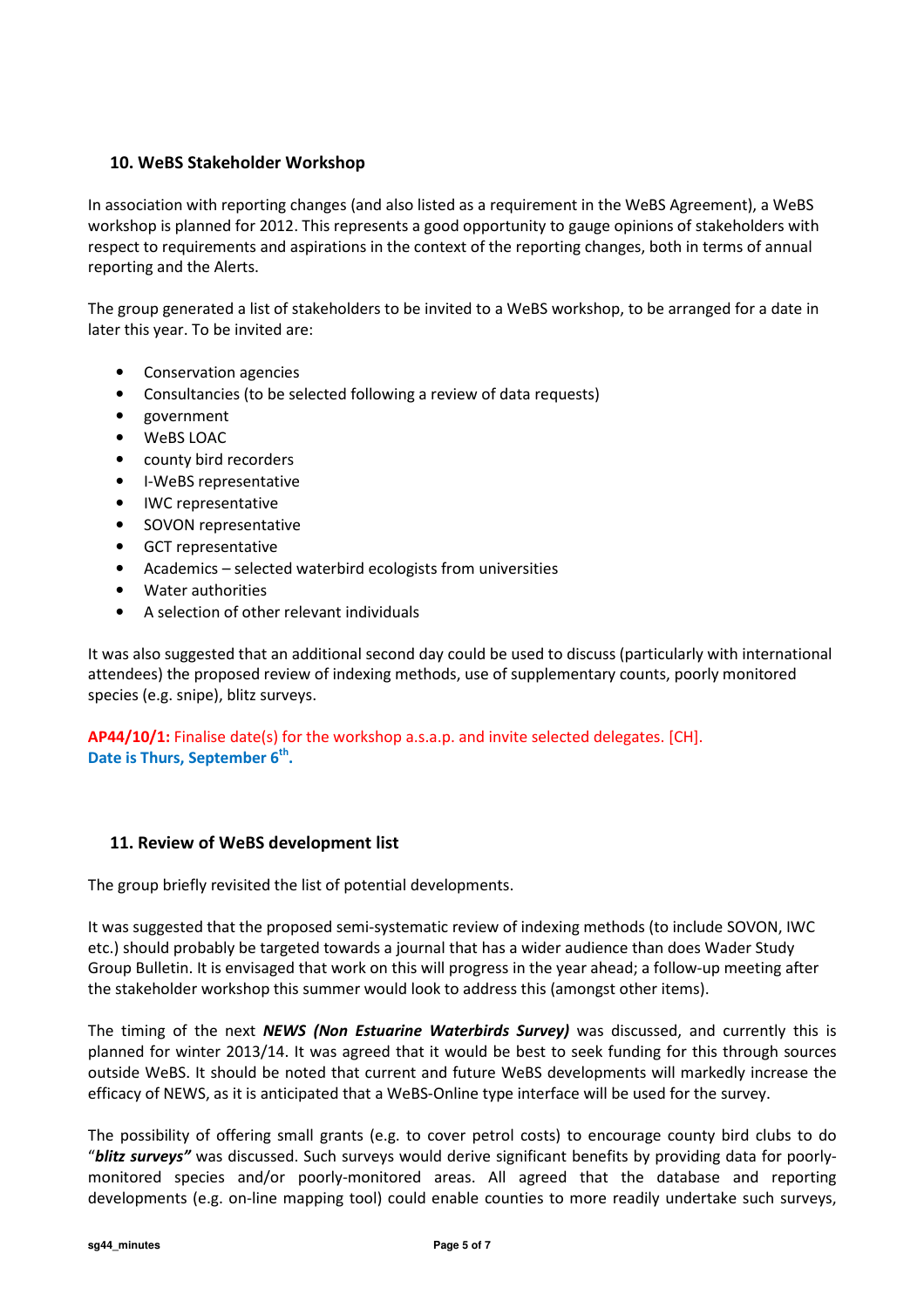## 10. WeBS Stakeholder Workshop

In association with reporting changes (and also listed as a requirement in the WeBS Agreement), a WeBS workshop is planned for 2012. This represents a good opportunity to gauge opinions of stakeholders with respect to requirements and aspirations in the context of the reporting changes, both in terms of annual reporting and the Alerts.

The group generated a list of stakeholders to be invited to a WeBS workshop, to be arranged for a date in later this year. To be invited are:

- Conservation agencies
- Consultancies (to be selected following a review of data requests)
- government
- WeBS LOAC
- county bird recorders
- I-WeBS representative
- IWC representative
- SOVON representative
- GCT representative
- Academics – selected waterbird ecologists from universities
- Water authorities
- A selection of other relevant individuals

It was also suggested that an additional second day could be used to discuss (particularly with international attendees) the proposed review of indexing methods, use of supplementary counts, poorly monitored species (e.g. snipe), blitz surveys.

**AP44/10/1:** Finalise date(s) for the workshop a.s.a.p. and invite selected delegates. [CH].
**Date is Thurs, September 6th.**

## 11. Review of WeBS development list

The group briefly revisited the list of potential developments.

It was suggested that the proposed semi-systematic review of indexing methods (to include SOVON, IWC etc.) should probably be targeted towards a journal that has a wider audience than does Wader Study Group Bulletin. It is envisaged that work on this will progress in the year ahead; a follow-up meeting after the stakeholder workshop this summer would look to address this (amongst other items).

The timing of the next ***NEWS (Non Estuarine Waterbirds Survey)*** was discussed, and currently this is planned for winter 2013/14. It was agreed that it would be best to seek funding for this through sources outside WeBS. It should be noted that current and future WeBS developments will markedly increase the efficacy of NEWS, as it is anticipated that a WeBS-Online type interface will be used for the survey.

The possibility of offering small grants (e.g. to cover petrol costs) to encourage county bird clubs to do "***blitz surveys"*** was discussed. Such surveys would derive significant benefits by providing data for poorly-monitored species and/or poorly-monitored areas. All agreed that the database and reporting developments (e.g. on-line mapping tool) could enable counties to more readily undertake such surveys,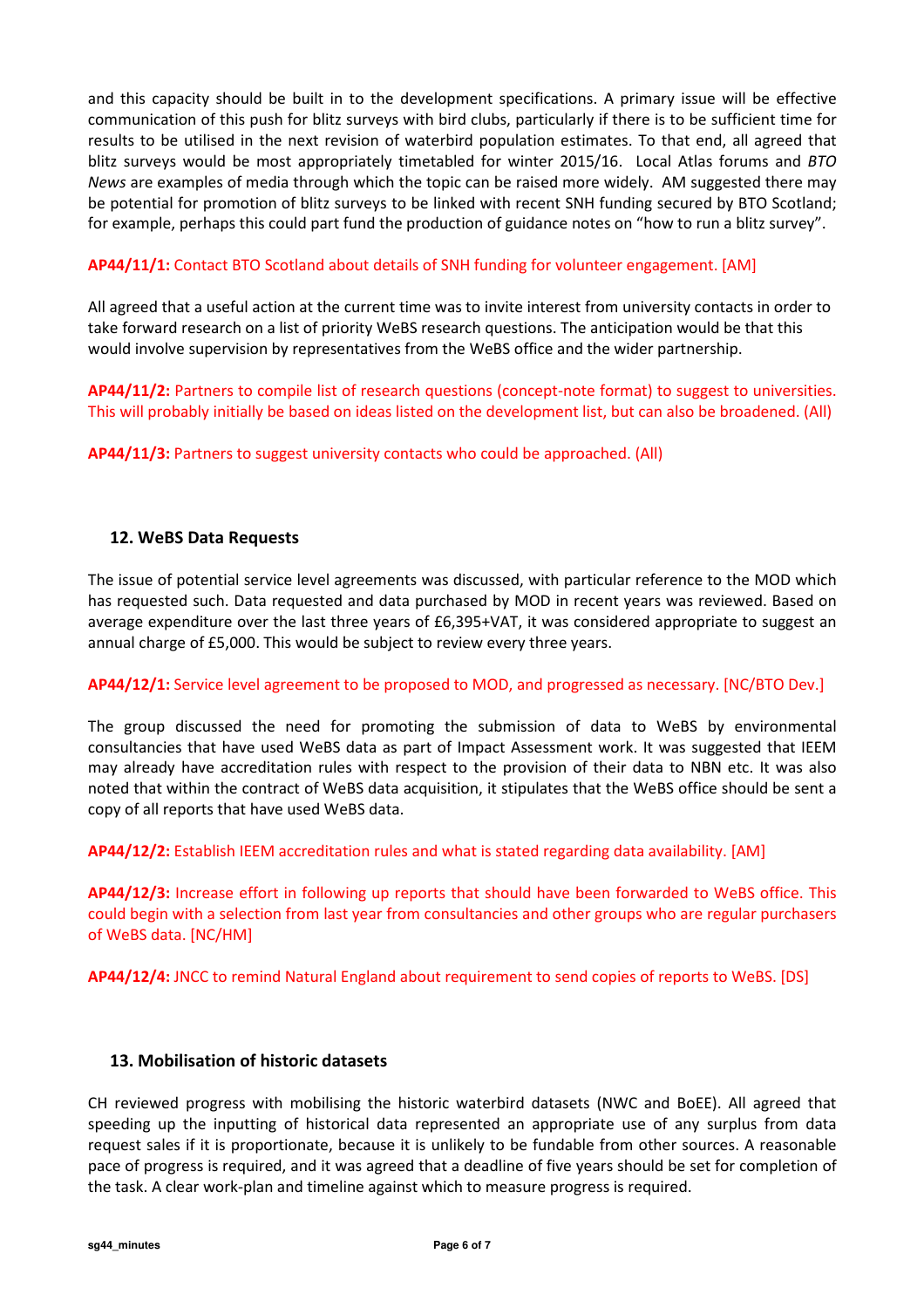and this capacity should be built in to the development specifications. A primary issue will be effective communication of this push for blitz surveys with bird clubs, particularly if there is to be sufficient time for results to be utilised in the next revision of waterbird population estimates. To that end, all agreed that blitz surveys would be most appropriately timetabled for winter 2015/16. Local Atlas forums and *BTO News* are examples of media through which the topic can be raised more widely. AM suggested there may be potential for promotion of blitz surveys to be linked with recent SNH funding secured by BTO Scotland; for example, perhaps this could part fund the production of guidance notes on "how to run a blitz survey".

**AP44/11/1:** Contact BTO Scotland about details of SNH funding for volunteer engagement. [AM]

All agreed that a useful action at the current time was to invite interest from university contacts in order to take forward research on a list of priority WeBS research questions. The anticipation would be that this would involve supervision by representatives from the WeBS office and the wider partnership.

**AP44/11/2:** Partners to compile list of research questions (concept-note format) to suggest to universities. This will probably initially be based on ideas listed on the development list, but can also be broadened. (All)

**AP44/11/3:** Partners to suggest university contacts who could be approached. (All)

## 12. WeBS Data Requests

The issue of potential service level agreements was discussed, with particular reference to the MOD which has requested such. Data requested and data purchased by MOD in recent years was reviewed. Based on average expenditure over the last three years of £6,395+VAT, it was considered appropriate to suggest an annual charge of £5,000. This would be subject to review every three years.

**AP44/12/1:** Service level agreement to be proposed to MOD, and progressed as necessary. [NC/BTO Dev.]

The group discussed the need for promoting the submission of data to WeBS by environmental consultancies that have used WeBS data as part of Impact Assessment work. It was suggested that IEEM may already have accreditation rules with respect to the provision of their data to NBN etc. It was also noted that within the contract of WeBS data acquisition, it stipulates that the WeBS office should be sent a copy of all reports that have used WeBS data.

**AP44/12/2:** Establish IEEM accreditation rules and what is stated regarding data availability. [AM]

**AP44/12/3:** Increase effort in following up reports that should have been forwarded to WeBS office. This could begin with a selection from last year from consultancies and other groups who are regular purchasers of WeBS data. [NC/HM]

**AP44/12/4:** JNCC to remind Natural England about requirement to send copies of reports to WeBS. [DS]

## 13. Mobilisation of historic datasets

CH reviewed progress with mobilising the historic waterbird datasets (NWC and BoEE). All agreed that speeding up the inputting of historical data represented an appropriate use of any surplus from data request sales if it is proportionate, because it is unlikely to be fundable from other sources. A reasonable pace of progress is required, and it was agreed that a deadline of five years should be set for completion of the task. A clear work-plan and timeline against which to measure progress is required.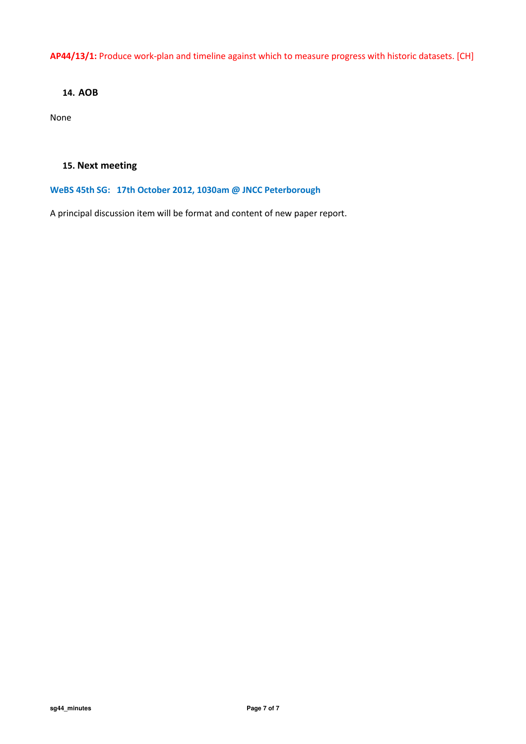**AP44/13/1:** Produce work-plan and timeline against which to measure progress with historic datasets. [CH]

## 14. AOB

None

## 15. Next meeting

**WeBS 45th SG: 17th October 2012, 1030am @ JNCC Peterborough**

A principal discussion item will be format and content of new paper report.